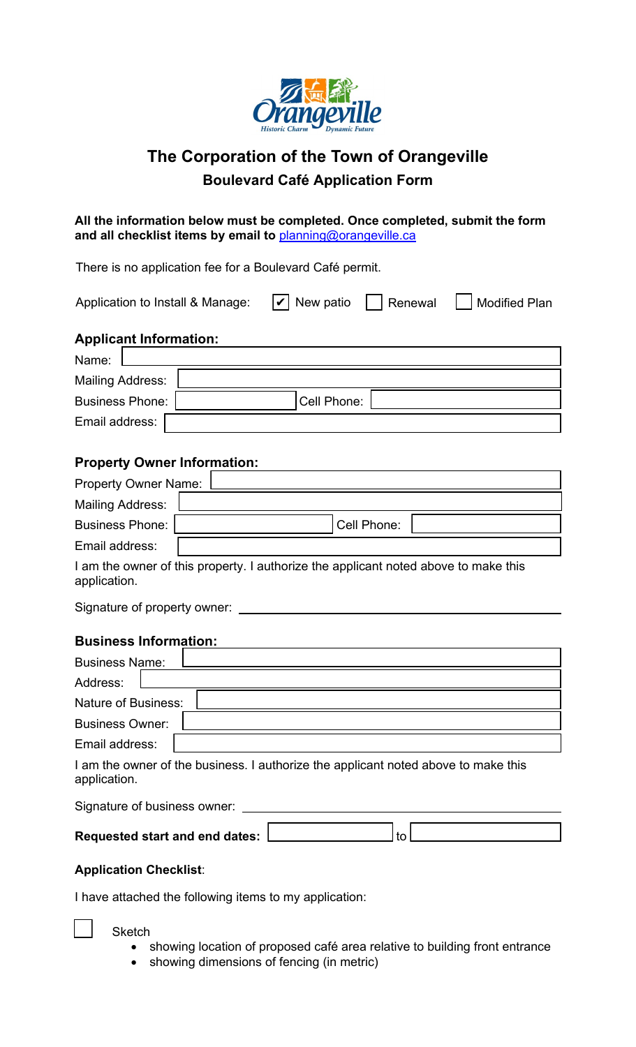# The Corporation of the Town of Orangeville

## Boulevard Café Application Form

**All the information below must be completed. Once completed, submit the form and all checklist items by email to planning@orangeville.ca**

There is no application fee for a Boulevard Café permit.

Application to Install & Manage: ☑ New patio ☐ Renewal ☐ Modified Plan

### Applicant Information:

Name: ____________________

Mailing Address: ____________________

Business Phone: ____________________ Cell Phone: ____________________

Email address: ____________________

### Property Owner Information:

Property Owner Name: ____________________

Mailing Address: ____________________

Business Phone: ____________________ Cell Phone: ____________________

Email address: ____________________

I am the owner of this property. I authorize the applicant noted above to make this application.

Signature of property owner: ____________________

### Business Information:

Business Name: ____________________

Address: ____________________

Nature of Business: ____________________

Business Owner: ____________________

Email address: ____________________

I am the owner of the business. I authorize the applicant noted above to make this application.

Signature of business owner: ____________________

**Requested start and end dates:** ____________________ to ____________________

**Application Checklist**:

I have attached the following items to my application:

☐ Sketch
- showing location of proposed café area relative to building front entrance
- showing dimensions of fencing (in metric)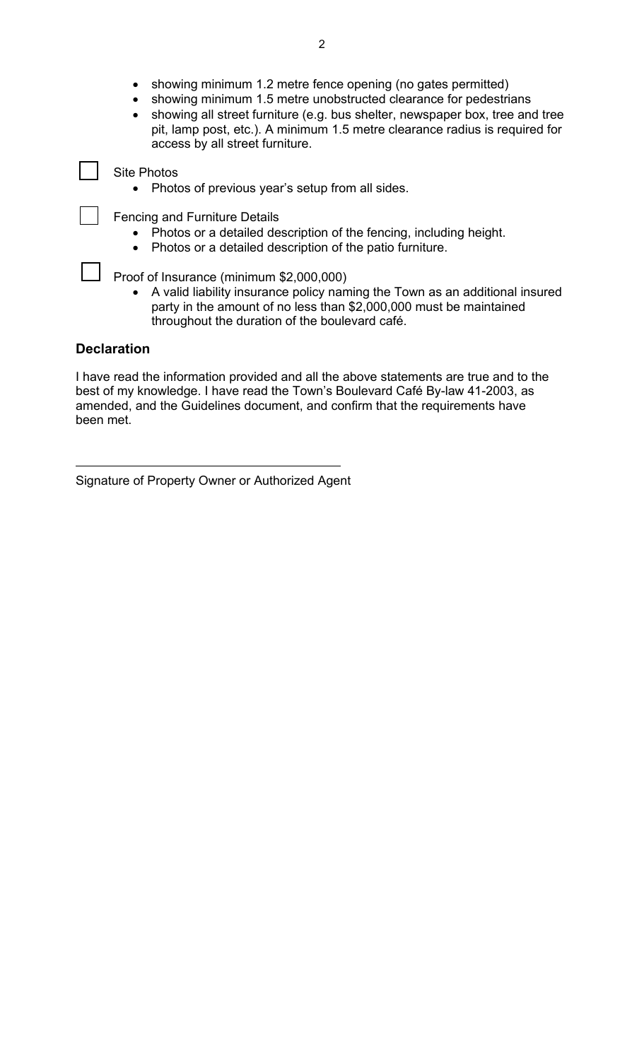- showing minimum 1.2 metre fence opening (no gates permitted)
- showing minimum 1.5 metre unobstructed clearance for pedestrians
- showing all street furniture (e.g. bus shelter, newspaper box, tree and tree pit, lamp post, etc.). A minimum 1.5 metre clearance radius is required for access by all street furniture.

☐ Site Photos

- Photos of previous year's setup from all sides.

☐ Fencing and Furniture Details

- Photos or a detailed description of the fencing, including height.
- Photos or a detailed description of the patio furniture.

☐ Proof of Insurance (minimum $2,000,000)

- A valid liability insurance policy naming the Town as an additional insured party in the amount of no less than $2,000,000 must be maintained throughout the duration of the boulevard café.

### Declaration

I have read the information provided and all the above statements are true and to the best of my knowledge. I have read the Town's Boulevard Café By-law 41-2003, as amended, and the Guidelines document, and confirm that the requirements have been met.

\_\_\_\_\_\_\_\_\_\_\_\_\_\_\_\_\_\_\_\_\_\_\_\_\_\_\_\_\_\_\_\_\_\_\_\_\_\_\_\_

Signature of Property Owner or Authorized Agent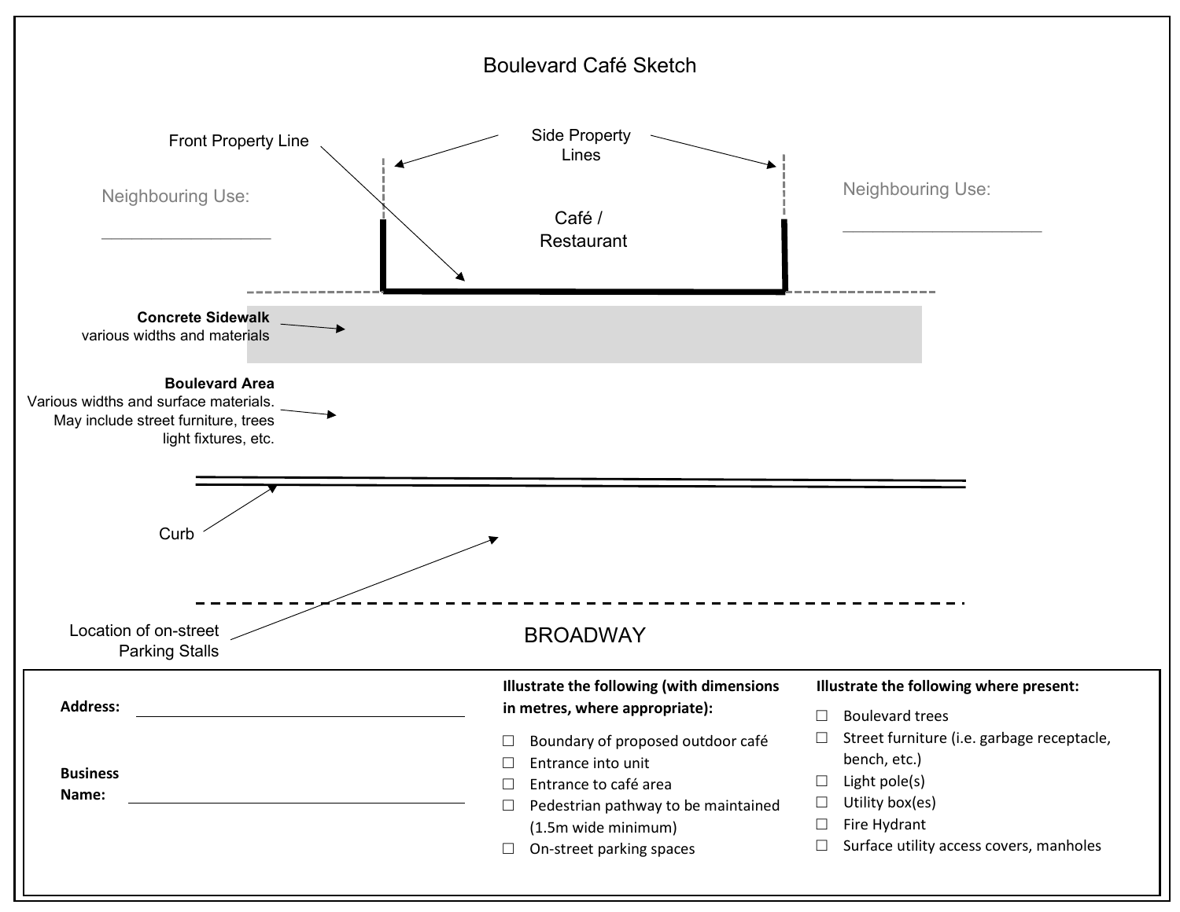# Boulevard Café Sketch

Front Property Line

Side Property Lines

Neighbouring Use: ________________

Café / Restaurant

Neighbouring Use: ____________________

**Concrete Sidewalk**
various widths and materials

**Boulevard Area**
Various widths and surface materials. May include street furniture, trees light fixtures, etc.

Curb

Location of on-street Parking Stalls

BROADWAY

**Address:** ________________________________

**Business Name:** ________________________________

**Illustrate the following (with dimensions in metres, where appropriate):**

- ☐ Boundary of proposed outdoor café
- ☐ Entrance into unit
- ☐ Entrance to café area
- ☐ Pedestrian pathway to be maintained (1.5m wide minimum)
- ☐ On-street parking spaces

**Illustrate the following where present:**

- ☐ Boulevard trees
- ☐ Street furniture (i.e. garbage receptacle, bench, etc.)
- ☐ Light pole(s)
- ☐ Utility box(es)
- ☐ Fire Hydrant
- ☐ Surface utility access covers, manholes